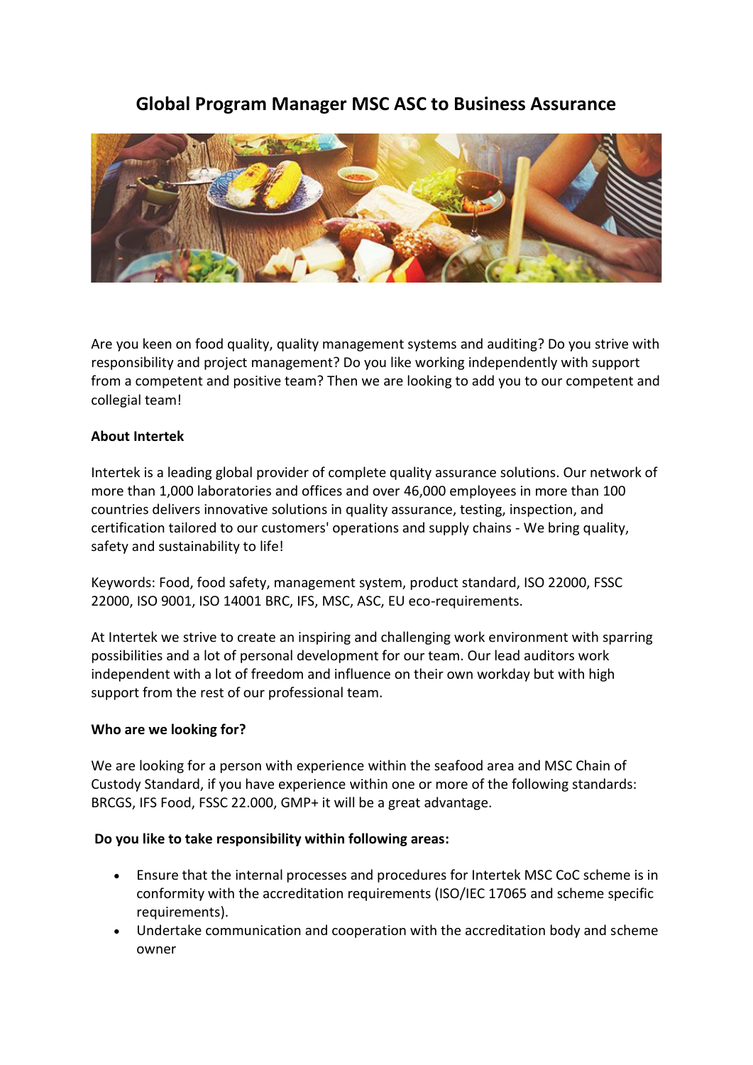# Global Program Manager MSC ASC to Business Assurance

Are you keen on food quality, quality management systems and auditing? Do you strive with responsibility and project management? Do you like working independently with support from a competent and positive team? Then we are looking to add you to our competent and collegial team!

**About Intertek**

Intertek is a leading global provider of complete quality assurance solutions. Our network of more than 1,000 laboratories and offices and over 46,000 employees in more than 100 countries delivers innovative solutions in quality assurance, testing, inspection, and certification tailored to our customers' operations and supply chains - We bring quality, safety and sustainability to life!

Keywords: Food, food safety, management system, product standard, ISO 22000, FSSC 22000, ISO 9001, ISO 14001 BRC, IFS, MSC, ASC, EU eco-requirements.

At Intertek we strive to create an inspiring and challenging work environment with sparring possibilities and a lot of personal development for our team. Our lead auditors work independent with a lot of freedom and influence on their own workday but with high support from the rest of our professional team.

**Who are we looking for?**

We are looking for a person with experience within the seafood area and MSC Chain of Custody Standard, if you have experience within one or more of the following standards: BRCGS, IFS Food, FSSC 22.000, GMP+ it will be a great advantage.

**Do you like to take responsibility within following areas:**

- Ensure that the internal processes and procedures for Intertek MSC CoC scheme is in conformity with the accreditation requirements (ISO/IEC 17065 and scheme specific requirements).
- Undertake communication and cooperation with the accreditation body and scheme owner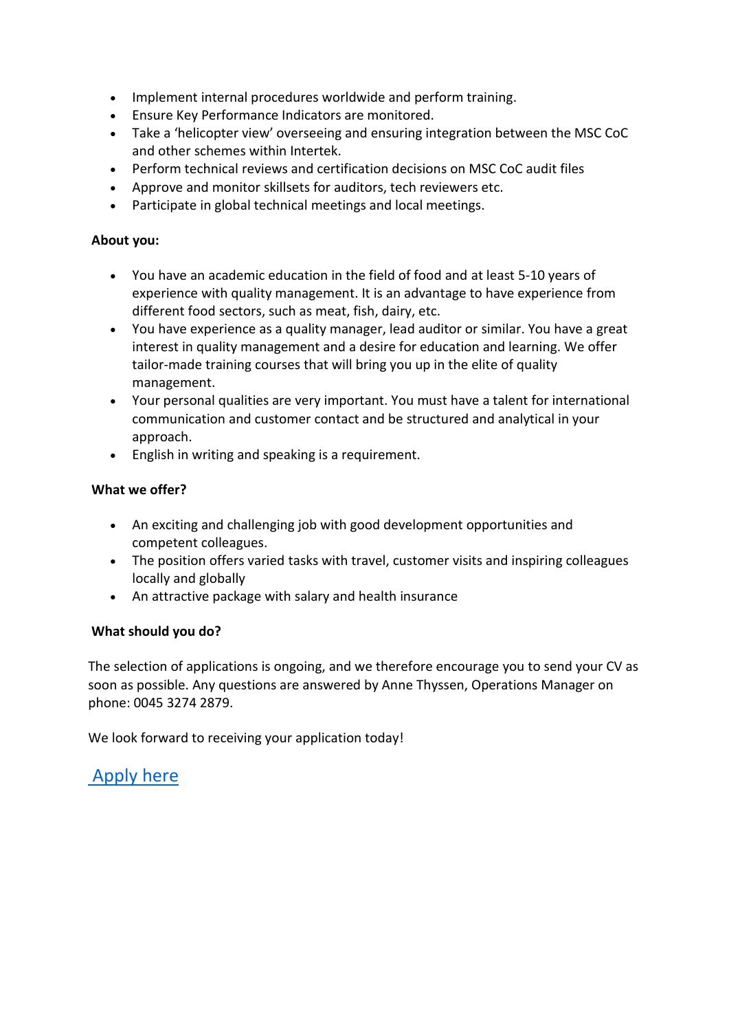- Implement internal procedures worldwide and perform training.
- Ensure Key Performance Indicators are monitored.
- Take a 'helicopter view' overseeing and ensuring integration between the MSC CoC and other schemes within Intertek.
- Perform technical reviews and certification decisions on MSC CoC audit files
- Approve and monitor skillsets for auditors, tech reviewers etc.
- Participate in global technical meetings and local meetings.

**About you:**

- You have an academic education in the field of food and at least 5-10 years of experience with quality management. It is an advantage to have experience from different food sectors, such as meat, fish, dairy, etc.
- You have experience as a quality manager, lead auditor or similar. You have a great interest in quality management and a desire for education and learning. We offer tailor-made training courses that will bring you up in the elite of quality management.
- Your personal qualities are very important. You must have a talent for international communication and customer contact and be structured and analytical in your approach.
- English in writing and speaking is a requirement.

**What we offer?**

- An exciting and challenging job with good development opportunities and competent colleagues.
- The position offers varied tasks with travel, customer visits and inspiring colleagues locally and globally
- An attractive package with salary and health insurance

**What should you do?**

The selection of applications is ongoing, and we therefore encourage you to send your CV as soon as possible. Any questions are answered by Anne Thyssen, Operations Manager on phone: 0045 3274 2879.

We look forward to receiving your application today!

## Apply here